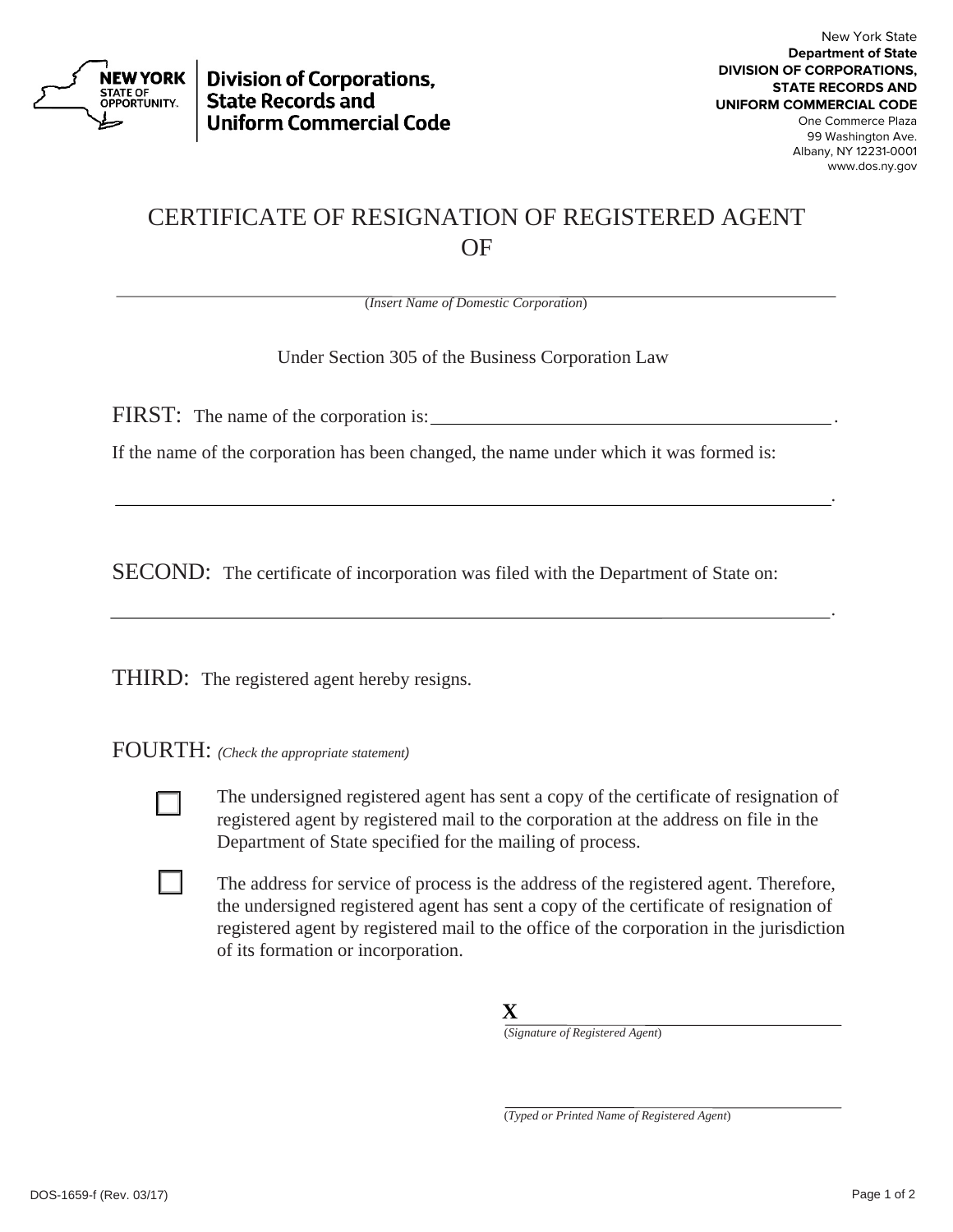**Division of Corporations, State Records and Uniform Commercial Code**

New York State
**Department of State**
**DIVISION OF CORPORATIONS, STATE RECORDS AND UNIFORM COMMERCIAL CODE**
One Commerce Plaza
99 Washington Ave.
Albany, NY 12231-0001
www.dos.ny.gov

# CERTIFICATE OF RESIGNATION OF REGISTERED AGENT OF

\_\_\_\_\_\_\_\_\_\_\_\_\_\_\_\_\_\_\_\_\_\_\_\_\_\_\_\_\_\_\_\_\_\_\_\_\_\_\_\_\_\_\_\_
(*Insert Name of Domestic Corporation*)

Under Section 305 of the Business Corporation Law

**FIRST:** The name of the corporation is: \_\_\_\_\_\_\_\_\_\_\_\_\_\_\_\_\_\_\_\_\_\_\_\_\_\_\_\_\_\_\_\_.

If the name of the corporation has been changed, the name under which it was formed is:

\_\_\_\_\_\_\_\_\_\_\_\_\_\_\_\_\_\_\_\_\_\_\_\_\_\_\_\_\_\_\_\_\_\_\_\_\_\_\_\_\_\_\_\_\_\_\_\_\_\_\_\_\_\_\_\_.

**SECOND:** The certificate of incorporation was filed with the Department of State on:

\_\_\_\_\_\_\_\_\_\_\_\_\_\_\_\_\_\_\_\_\_\_\_\_\_\_\_\_\_\_\_\_\_\_\_\_\_\_\_\_\_\_\_\_\_\_\_\_\_\_\_\_\_\_\_\_.

**THIRD:** The registered agent hereby resigns.

**FOURTH:** *(Check the appropriate statement)*

- ☐ The undersigned registered agent has sent a copy of the certificate of resignation of registered agent by registered mail to the corporation at the address on file in the Department of State specified for the mailing of process.

- ☐ The address for service of process is the address of the registered agent. Therefore, the undersigned registered agent has sent a copy of the certificate of resignation of registered agent by registered mail to the office of the corporation in the jurisdiction of its formation or incorporation.

**X** \_\_\_\_\_\_\_\_\_\_\_\_\_\_\_\_\_\_\_\_\_\_\_\_\_\_\_\_\_\_\_\_
(*Signature of Registered Agent*)

\_\_\_\_\_\_\_\_\_\_\_\_\_\_\_\_\_\_\_\_\_\_\_\_\_\_\_\_\_\_\_\_
(*Typed or Printed Name of Registered Agent*)

DOS-1659-f (Rev. 03/17)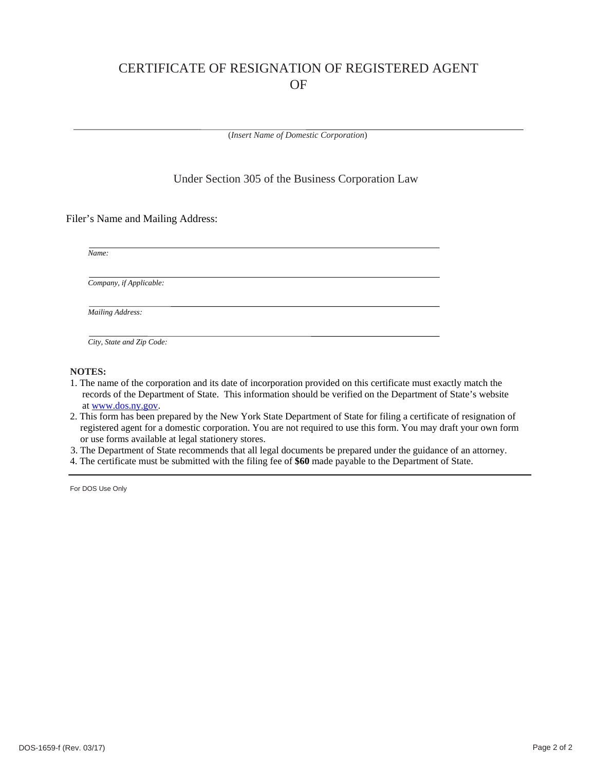# CERTIFICATE OF RESIGNATION OF REGISTERED AGENT OF

\_\_\_\_\_\_\_\_\_\_\_\_\_\_\_\_\_\_\_\_\_\_\_\_\_\_\_\_\_\_\_\_\_\_\_\_\_\_\_\_\_\_\_\_\_\_\_\_\_\_\_\_\_\_\_\_\_\_\_\_\_\_\_\_\_\_\_\_\_\_

(*Insert Name of Domestic Corporation*)

Under Section 305 of the Business Corporation Law

Filer's Name and Mailing Address:

\_\_\_\_\_\_\_\_\_\_\_\_\_\_\_\_\_\_\_\_\_\_\_\_\_\_\_\_\_\_\_\_\_\_\_\_\_\_\_\_\_\_\_\_\_\_\_\_\_\_\_\_\_\_\_\_\_\_\_\_

*Name:*

\_\_\_\_\_\_\_\_\_\_\_\_\_\_\_\_\_\_\_\_\_\_\_\_\_\_\_\_\_\_\_\_\_\_\_\_\_\_\_\_\_\_\_\_\_\_\_\_\_\_\_\_\_\_\_\_\_\_\_\_

*Company, if Applicable:*

\_\_\_\_\_\_\_\_\_\_\_\_\_\_\_\_\_\_\_\_\_\_\_\_\_\_\_\_\_\_\_\_\_\_\_\_\_\_\_\_\_\_\_\_\_\_\_\_\_\_\_\_\_\_\_\_\_\_\_\_

*Mailing Address:*

\_\_\_\_\_\_\_\_\_\_\_\_\_\_\_\_\_\_\_\_\_\_\_\_\_\_\_\_\_\_\_\_\_\_\_\_\_\_\_\_\_\_\_\_\_\_\_\_\_\_\_\_\_\_\_\_\_\_\_\_

*City, State and Zip Code:*

**NOTES:**

1. The name of the corporation and its date of incorporation provided on this certificate must exactly match the records of the Department of State. This information should be verified on the Department of State's website at www.dos.ny.gov.
2. This form has been prepared by the New York State Department of State for filing a certificate of resignation of registered agent for a domestic corporation. You are not required to use this form. You may draft your own form or use forms available at legal stationery stores.
3. The Department of State recommends that all legal documents be prepared under the guidance of an attorney.
4. The certificate must be submitted with the filing fee of **$60** made payable to the Department of State.

---

For DOS Use Only

DOS-1659-f (Rev. 03/17)